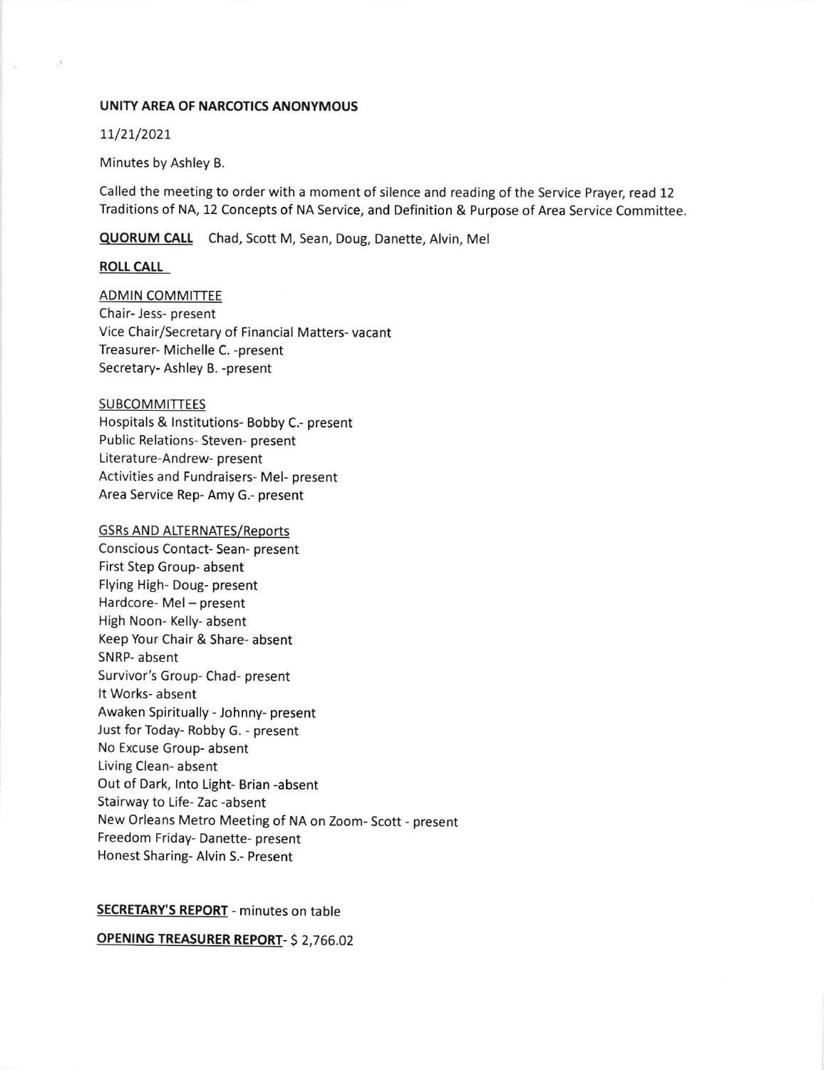**UNITY AREA OF NARCOTICS ANONYMOUS**

11/21/2021

Minutes by Ashley B.

Called the meeting to order with a moment of silence and reading of the Service Prayer, read 12 Traditions of NA, 12 Concepts of NA Service, and Definition & Purpose of Area Service Committee.

**QUORUM CALL** Chad, Scott M, Sean, Doug, Danette, Alvin, Mel

**ROLL CALL**

ADMIN COMMITTEE
Chair- Jess- present
Vice Chair/Secretary of Financial Matters- vacant
Treasurer- Michelle C. -present
Secretary- Ashley B. -present

SUBCOMMITTEES
Hospitals & Institutions- Bobby C.- present
Public Relations- Steven- present
Literature-Andrew- present
Activities and Fundraisers- Mel- present
Area Service Rep- Amy G.- present

GSRs AND ALTERNATES/Reports
Conscious Contact- Sean- present
First Step Group- absent
Flying High- Doug- present
Hardcore- Mel – present
High Noon- Kelly- absent
Keep Your Chair & Share- absent
SNRP- absent
Survivor's Group- Chad- present
It Works- absent
Awaken Spiritually - Johnny- present
Just for Today- Robby G. - present
No Excuse Group- absent
Living Clean- absent
Out of Dark, Into Light- Brian -absent
Stairway to Life- Zac -absent
New Orleans Metro Meeting of NA on Zoom- Scott - present
Freedom Friday- Danette- present
Honest Sharing- Alvin S.- Present

**SECRETARY'S REPORT** - minutes on table

**OPENING TREASURER REPORT**- $ 2,766.02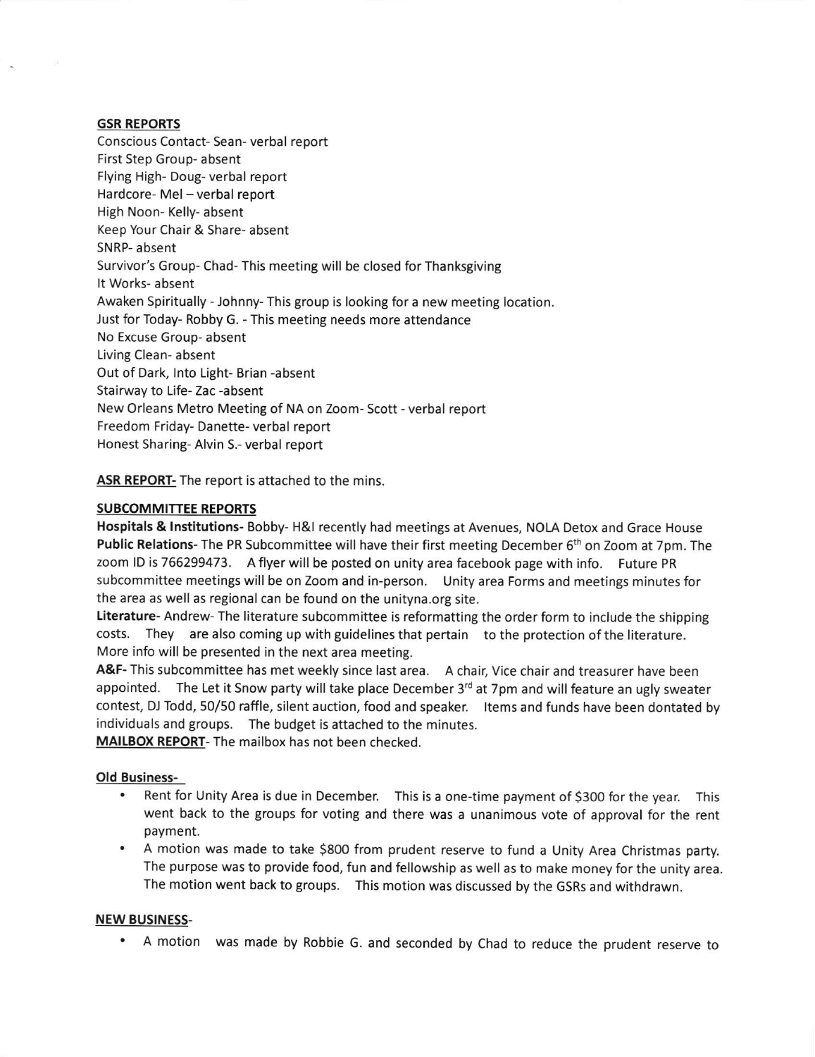**GSR REPORTS**

Conscious Contact- Sean- verbal report
First Step Group- absent
Flying High- Doug- verbal report
Hardcore- Mel – verbal report
High Noon- Kelly- absent
Keep Your Chair & Share- absent
SNRP- absent
Survivor's Group- Chad- This meeting will be closed for Thanksgiving
It Works- absent
Awaken Spiritually - Johnny- This group is looking for a new meeting location.
Just for Today- Robby G. - This meeting needs more attendance
No Excuse Group- absent
Living Clean- absent
Out of Dark, Into Light- Brian -absent
Stairway to Life- Zac -absent
New Orleans Metro Meeting of NA on Zoom- Scott - verbal report
Freedom Friday- Danette- verbal report
Honest Sharing- Alvin S.- verbal report

**ASR REPORT-** The report is attached to the mins.

**SUBCOMMITTEE REPORTS**

**Hospitals & Institutions-** Bobby- H&I recently had meetings at Avenues, NOLA Detox and Grace House
**Public Relations-** The PR Subcommittee will have their first meeting December 6th on Zoom at 7pm. The zoom ID is 766299473. A flyer will be posted on unity area facebook page with info. Future PR subcommittee meetings will be on Zoom and in-person. Unity area Forms and meetings minutes for the area as well as regional can be found on the unityna.org site.
**Literature-** Andrew- The literature subcommittee is reformatting the order form to include the shipping costs. They are also coming up with guidelines that pertain to the protection of the literature. More info will be presented in the next area meeting.
**A&F-** This subcommittee has met weekly since last area. A chair, Vice chair and treasurer have been appointed. The Let it Snow party will take place December 3rd at 7pm and will feature an ugly sweater contest, DJ Todd, 50/50 raffle, silent auction, food and speaker. Items and funds have been dontated by individuals and groups. The budget is attached to the minutes.
**MAILBOX REPORT-** The mailbox has not been checked.

**Old Business-**

- Rent for Unity Area is due in December. This is a one-time payment of $300 for the year. This went back to the groups for voting and there was a unanimous vote of approval for the rent payment.
- A motion was made to take $800 from prudent reserve to fund a Unity Area Christmas party. The purpose was to provide food, fun and fellowship as well as to make money for the unity area. The motion went back to groups. This motion was discussed by the GSRs and withdrawn.

**NEW BUSINESS-**

- A motion was made by Robbie G. and seconded by Chad to reduce the prudent reserve to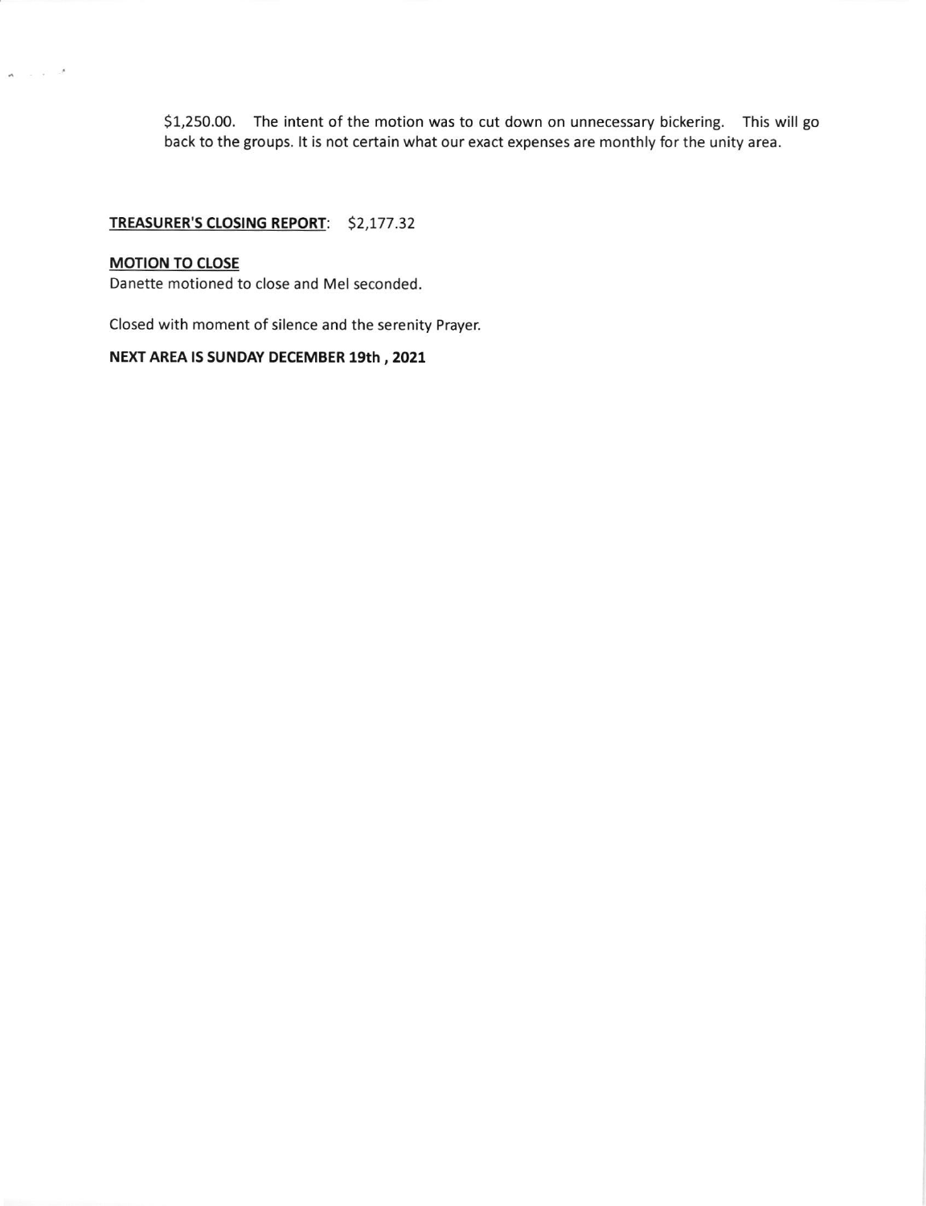$1,250.00. The intent of the motion was to cut down on unnecessary bickering. This will go back to the groups. It is not certain what our exact expenses are monthly for the unity area.

**TREASURER'S CLOSING REPORT**: $2,177.32

**MOTION TO CLOSE**

Danette motioned to close and Mel seconded.

Closed with moment of silence and the serenity Prayer.

**NEXT AREA IS SUNDAY DECEMBER 19th , 2021**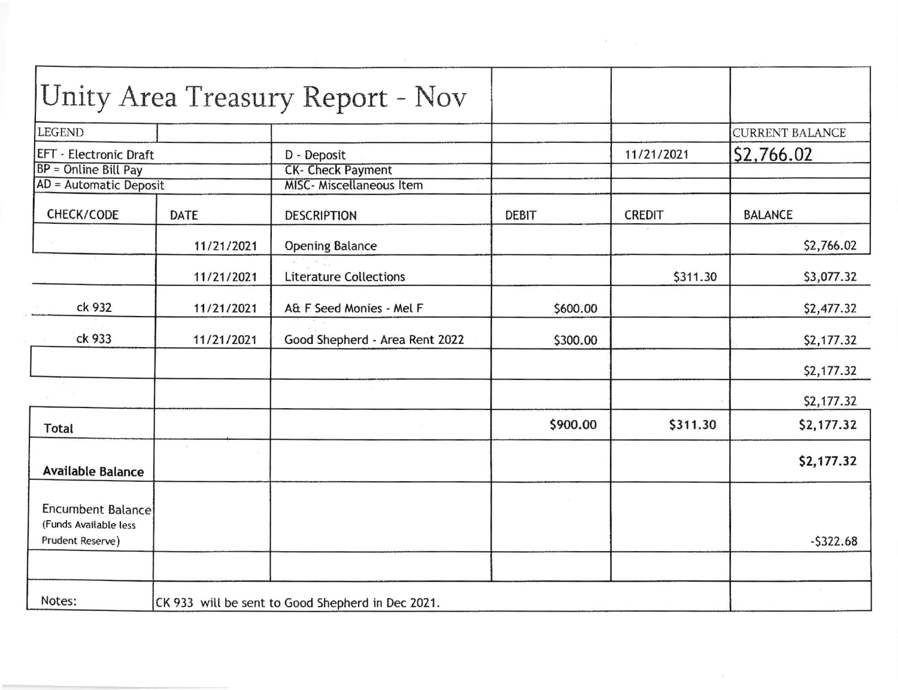| Unity Area Treasury Report - Nov | | | | | |
|---|---|---|---|---|---|
| LEGEND | | | | | CURRENT BALANCE |
| EFT - Electronic Draft | | D - Deposit | | 11/21/2021 | $2,766.02 |
| BP = Online Bill Pay | | CK- Check Payment | | | |
| AD = Automatic Deposit | | MISC- Miscellaneous Item | | | |
| CHECK/CODE | DATE | DESCRIPTION | DEBIT | CREDIT | BALANCE |
| | 11/21/2021 | Opening Balance | | | $2,766.02 |
| | 11/21/2021 | Literature Collections | | $311.30 | $3,077.32 |
| ck 932 | 11/21/2021 | A& F Seed Monies - Mel F | $600.00 | | $2,477.32 |
| ck 933 | 11/21/2021 | Good Shepherd - Area Rent 2022 | $300.00 | | $2,177.32 |
| | | | | | $2,177.32 |
| | | | | | $2,177.32 |
| **Total** | | | **$900.00** | **$311.30** | **$2,177.32** |
| **Available Balance** | | | | | **$2,177.32** |
| Encumbent Balance (Funds Available less Prudent Reserve) | | | | | -$322.68 |
| | | | | | |
| Notes: | CK 933 will be sent to Good Shepherd in Dec 2021. | | | | |